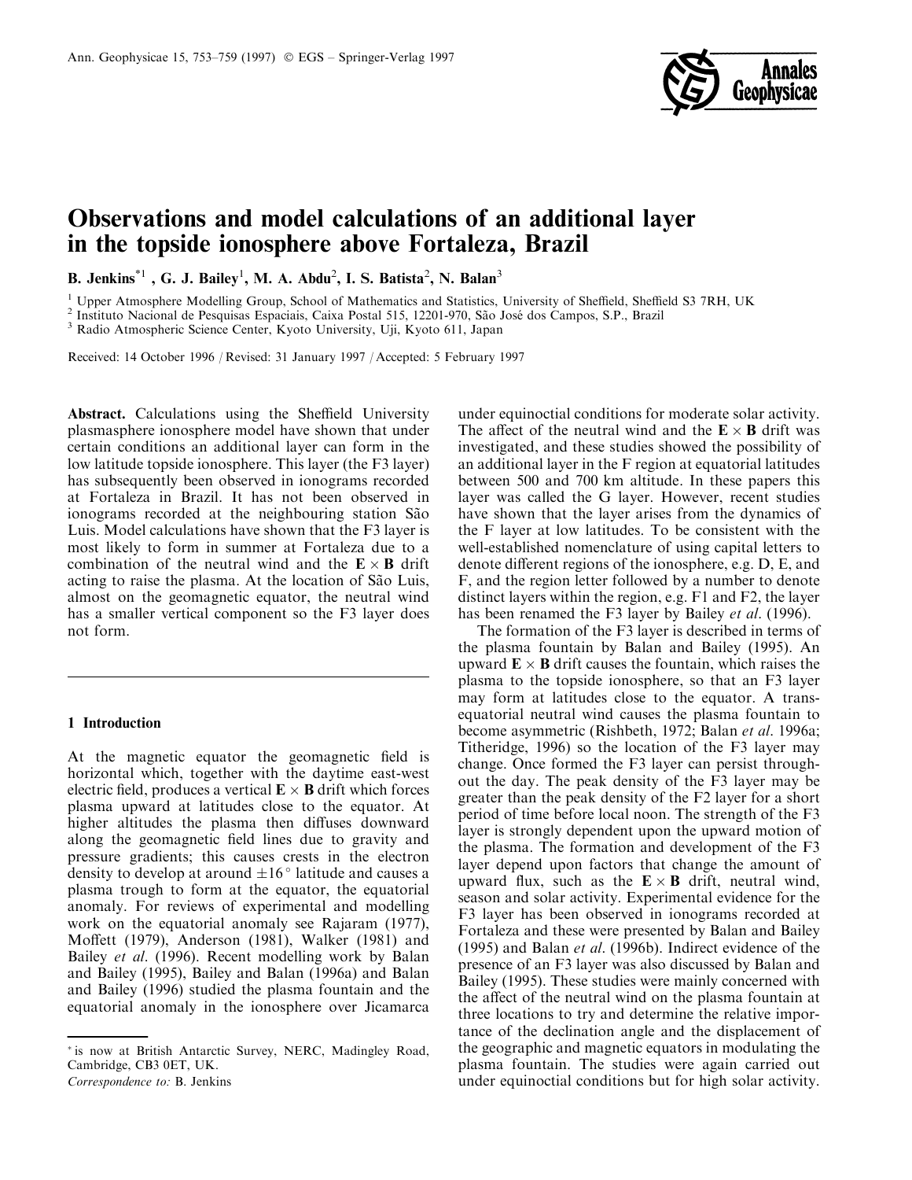# Observations and model calculations of an additional layer in the topside ionosphere above Fortaleza, Brazil

**B. Jenkins**[*1], **G. J. Bailey**[1], **M. A. Abdu**[2], **I. S. Batista**[2], **N. Balan**[3]

[1] Upper Atmosphere Modelling Group, School of Mathematics and Statistics, University of Sheffield, Sheffield S3 7RH, UK
[2] Instituto Nacional de Pesquisas Espaciais, Caixa Postal 515, 12201-970, São José dos Campos, S.P., Brazil
[3] Radio Atmospheric Science Center, Kyoto University, Uji, Kyoto 611, Japan

Received: 14 October 1996 / Revised: 31 January 1997 / Accepted: 5 February 1997

**Abstract.** Calculations using the Sheffield University plasmasphere ionosphere model have shown that under certain conditions an additional layer can form in the low latitude topside ionosphere. This layer (the F3 layer) has subsequently been observed in ionograms recorded at Fortaleza in Brazil. It has not been observed in ionograms recorded at the neighbouring station São Luis. Model calculations have shown that the F3 layer is most likely to form in summer at Fortaleza due to a combination of the neutral wind and the $\mathbf{E} \times \mathbf{B}$ drift acting to raise the plasma. At the location of São Luis, almost on the geomagnetic equator, the neutral wind has a smaller vertical component so the F3 layer does not form.

## 1 Introduction

At the magnetic equator the geomagnetic field is horizontal which, together with the daytime east-west electric field, produces a vertical $\mathbf{E} \times \mathbf{B}$ drift which forces plasma upward at latitudes close to the equator. At higher altitudes the plasma then diffuses downward along the geomagnetic field lines due to gravity and pressure gradients; this causes crests in the electron density to develop at around $\pm 16^{\circ}$ latitude and causes a plasma trough to form at the equator, the equatorial anomaly. For reviews of experimental and modelling work on the equatorial anomaly see Rajaram (1977), Moffett (1979), Anderson (1981), Walker (1981) and Bailey *et al*. (1996). Recent modelling work by Balan and Bailey (1995), Bailey and Balan (1996a) and Balan and Bailey (1996) studied the plasma fountain and the equatorial anomaly in the ionosphere over Jicamarca under equinoctial conditions for moderate solar activity. The affect of the neutral wind and the $\mathbf{E} \times \mathbf{B}$ drift was investigated, and these studies showed the possibility of an additional layer in the F region at equatorial latitudes between 500 and 700 km altitude. In these papers this layer was called the G layer. However, recent studies have shown that the layer arises from the dynamics of the F layer at low latitudes. To be consistent with the well-established nomenclature of using capital letters to denote different regions of the ionosphere, e.g. D, E, and F, and the region letter followed by a number to denote distinct layers within the region, e.g. F1 and F2, the layer has been renamed the F3 layer by Bailey *et al*. (1996).

The formation of the F3 layer is described in terms of the plasma fountain by Balan and Bailey (1995). An upward $\mathbf{E} \times \mathbf{B}$ drift causes the fountain, which raises the plasma to the topside ionosphere, so that an F3 layer may form at latitudes close to the equator. A trans-equatorial neutral wind causes the plasma fountain to become asymmetric (Rishbeth, 1972; Balan *et al*. 1996a; Titheridge, 1996) so the location of the F3 layer may change. Once formed the F3 layer can persist throughout the day. The peak density of the F3 layer may be greater than the peak density of the F2 layer for a short period of time before local noon. The strength of the F3 layer is strongly dependent upon the upward motion of the plasma. The formation and development of the F3 layer depend upon factors that change the amount of upward flux, such as the $\mathbf{E} \times \mathbf{B}$ drift, neutral wind, season and solar activity. Experimental evidence for the F3 layer has been observed in ionograms recorded at Fortaleza and these were presented by Balan and Bailey (1995) and Balan *et al*. (1996b). Indirect evidence of the presence of an F3 layer was also discussed by Balan and Bailey (1995). These studies were mainly concerned with the affect of the neutral wind on the plasma fountain at three locations to try and determine the relative importance of the declination angle and the displacement of the geographic and magnetic equators in modulating the plasma fountain. The studies were again carried out under equinoctial conditions but for high solar activity.

---

[*] is now at British Antarctic Survey, NERC, Madingley Road, Cambridge, CB3 0ET, UK.

*Correspondence to:* B. Jenkins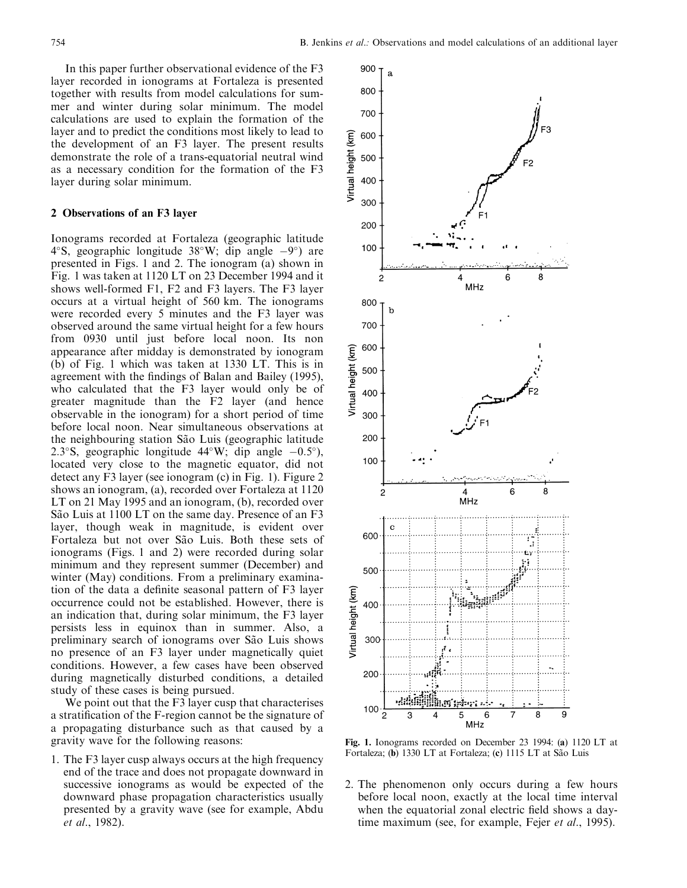In this paper further observational evidence of the F3 layer recorded in ionograms at Fortaleza is presented together with results from model calculations for summer and winter during solar minimum. The model calculations are used to explain the formation of the layer and to predict the conditions most likely to lead to the development of an F3 layer. The present results demonstrate the role of a trans-equatorial neutral wind as a necessary condition for the formation of the F3 layer during solar minimum.

## 2 Observations of an F3 layer

Ionograms recorded at Fortaleza (geographic latitude 4°S, geographic longitude 38°W; dip angle −9°) are presented in Figs. 1 and 2. The ionogram (a) shown in Fig. 1 was taken at 1120 LT on 23 December 1994 and it shows well-formed F1, F2 and F3 layers. The F3 layer occurs at a virtual height of 560 km. The ionograms were recorded every 5 minutes and the F3 layer was observed around the same virtual height for a few hours from 0930 until just before local noon. Its non appearance after midday is demonstrated by ionogram (b) of Fig. 1 which was taken at 1330 LT. This is in agreement with the findings of Balan and Bailey (1995), who calculated that the F3 layer would only be of greater magnitude than the F2 layer (and hence observable in the ionogram) for a short period of time before local noon. Near simultaneous observations at the neighbouring station São Luis (geographic latitude 2.3°S, geographic longitude 44°W; dip angle −0.5°), located very close to the magnetic equator, did not detect any F3 layer (see ionogram (c) in Fig. 1). Figure 2 shows an ionogram, (a), recorded over Fortaleza at 1120 LT on 21 May 1995 and an ionogram, (b), recorded over São Luis at 1100 LT on the same day. Presence of an F3 layer, though weak in magnitude, is evident over Fortaleza but not over São Luis. Both these sets of ionograms (Figs. 1 and 2) were recorded during solar minimum and they represent summer (December) and winter (May) conditions. From a preliminary examination of the data a definite seasonal pattern of F3 layer occurrence could not be established. However, there is an indication that, during solar minimum, the F3 layer persists less in equinox than in summer. Also, a preliminary search of ionograms over São Luis shows no presence of an F3 layer under magnetically quiet conditions. However, a few cases have been observed during magnetically disturbed conditions, a detailed study of these cases is being pursued.

We point out that the F3 layer cusp that characterises a stratification of the F-region cannot be the signature of a propagating disturbance such as that caused by a gravity wave for the following reasons:

1. The F3 layer cusp always occurs at the high frequency end of the trace and does not propagate downward in successive ionograms as would be expected of the downward phase propagation characteristics usually presented by a gravity wave (see for example, Abdu *et al*., 1982).
2. The phenomenon only occurs during a few hours before local noon, exactly at the local time interval when the equatorial zonal electric field shows a daytime maximum (see, for example, Fejer *et al*., 1995).

**Fig. 1.** Ionograms recorded on December 23 1994: (**a**) 1120 LT at Fortaleza; (**b**) 1330 LT at Fortaleza; (**c**) 1115 LT at São Luis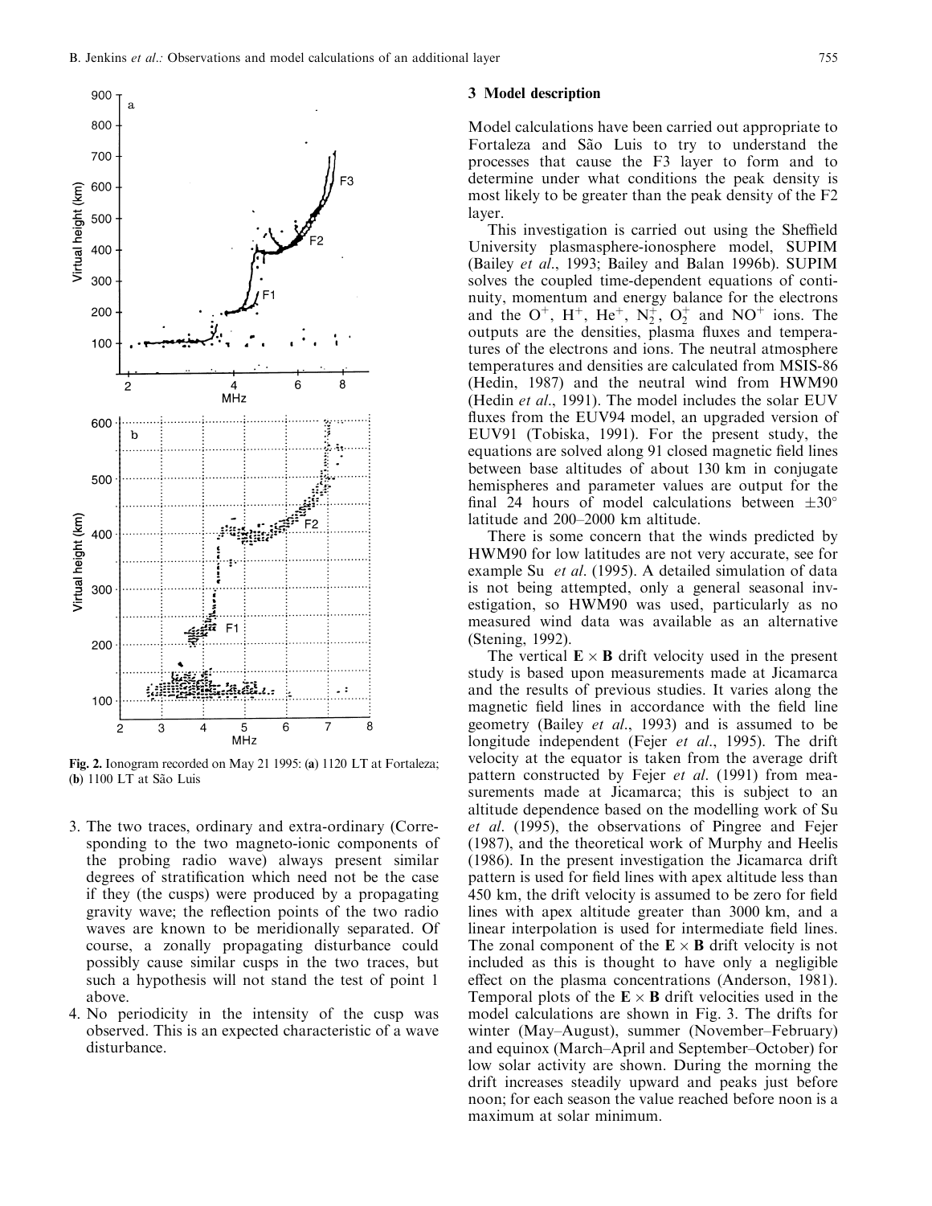Fig. 2. Ionogram recorded on May 21 1995: (**a**) 1120 LT at Fortaleza; (**b**) 1100 LT at São Luis

3. The two traces, ordinary and extra-ordinary (Corresponding to the two magneto-ionic components of the probing radio wave) always present similar degrees of stratification which need not be the case if they (the cusps) were produced by a propagating gravity wave; the reflection points of the two radio waves are known to be meridionally separated. Of course, a zonally propagating disturbance could possibly cause similar cusps in the two traces, but such a hypothesis will not stand the test of point 1 above.
4. No periodicity in the intensity of the cusp was observed. This is an expected characteristic of a wave disturbance.

## 3 Model description

Model calculations have been carried out appropriate to Fortaleza and São Luis to try to understand the processes that cause the F3 layer to form and to determine under what conditions the peak density is most likely to be greater than the peak density of the F2 layer.

This investigation is carried out using the Sheffield University plasmasphere-ionosphere model, SUPIM (Bailey *et al*., 1993; Bailey and Balan 1996b). SUPIM solves the coupled time-dependent equations of continuity, momentum and energy balance for the electrons and the $O^+$, $H^+$, $He^+$, $N_2^+$, $O_2^+$ and $NO^+$ ions. The outputs are the densities, plasma fluxes and temperatures of the electrons and ions. The neutral atmosphere temperatures and densities are calculated from MSIS-86 (Hedin, 1987) and the neutral wind from HWM90 (Hedin *et al*., 1991). The model includes the solar EUV fluxes from the EUV94 model, an upgraded version of EUV91 (Tobiska, 1991). For the present study, the equations are solved along 91 closed magnetic field lines between base altitudes of about 130 km in conjugate hemispheres and parameter values are output for the final 24 hours of model calculations between $\pm 30°$ latitude and 200–2000 km altitude.

There is some concern that the winds predicted by HWM90 for low latitudes are not very accurate, see for example Su *et al*. (1995). A detailed simulation of data is not being attempted, only a general seasonal investigation, so HWM90 was used, particularly as no measured wind data was available as an alternative (Stening, 1992).

The vertical $\mathbf{E} \times \mathbf{B}$ drift velocity used in the present study is based upon measurements made at Jicamarca and the results of previous studies. It varies along the magnetic field lines in accordance with the field line geometry (Bailey *et al*., 1993) and is assumed to be longitude independent (Fejer *et al*., 1995). The drift velocity at the equator is taken from the average drift pattern constructed by Fejer *et al*. (1991) from measurements made at Jicamarca; this is subject to an altitude dependence based on the modelling work of Su *et al*. (1995), the observations of Pingree and Fejer (1987), and the theoretical work of Murphy and Heelis (1986). In the present investigation the Jicamarca drift pattern is used for field lines with apex altitude less than 450 km, the drift velocity is assumed to be zero for field lines with apex altitude greater than 3000 km, and a linear interpolation is used for intermediate field lines. The zonal component of the $\mathbf{E} \times \mathbf{B}$ drift velocity is not included as this is thought to have only a negligible effect on the plasma concentrations (Anderson, 1981). Temporal plots of the $\mathbf{E} \times \mathbf{B}$ drift velocities used in the model calculations are shown in Fig. 3. The drifts for winter (May–August), summer (November–February) and equinox (March–April and September–October) for low solar activity are shown. During the morning the drift increases steadily upward and peaks just before noon; for each season the value reached before noon is a maximum at solar minimum.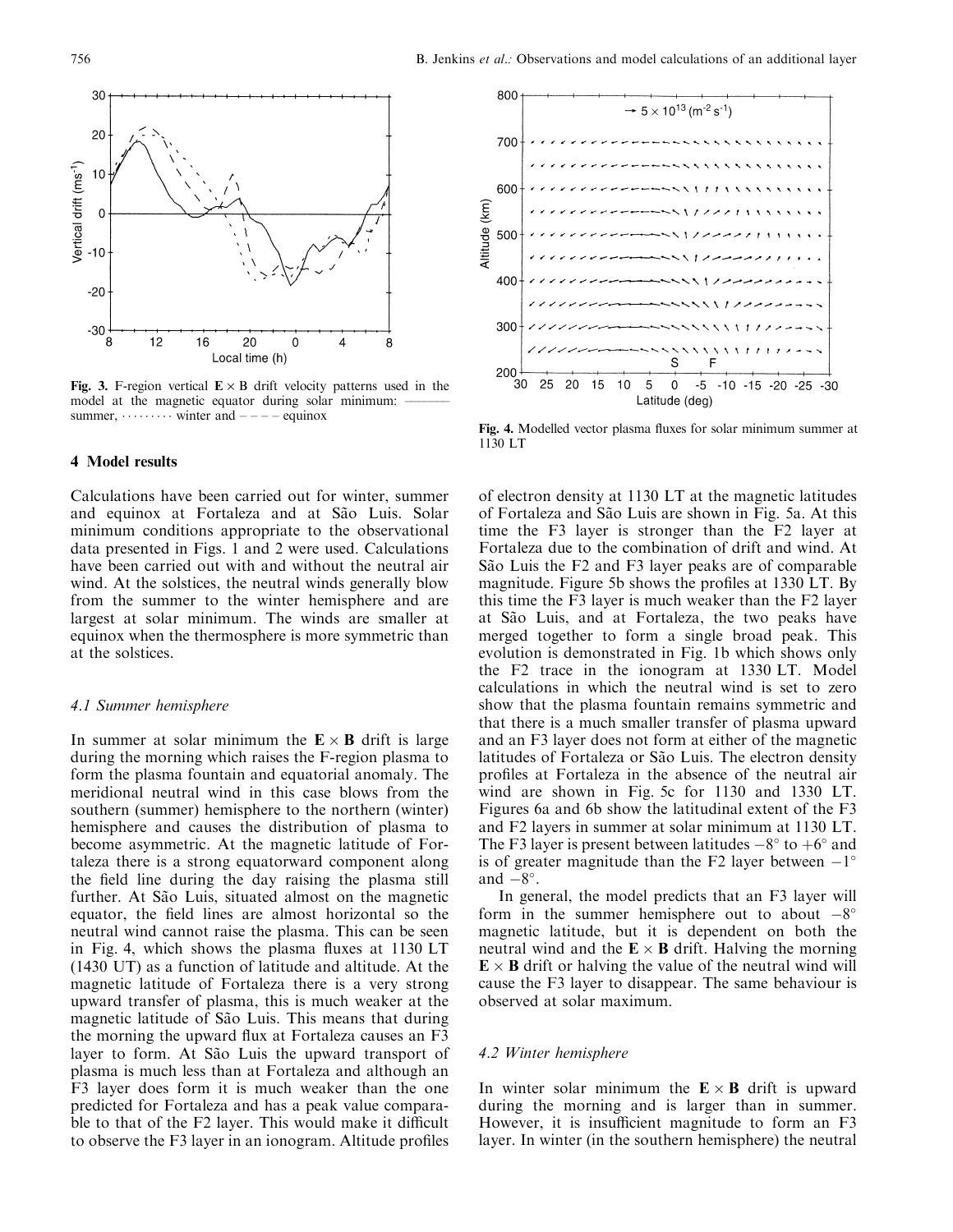Fig. 3. F-region vertical $\mathbf{E} \times \mathbf{B}$ drift velocity patterns used in the model at the magnetic equator during solar minimum: ——— summer, ········· winter and – – – – equinox

Fig. 4. Modelled vector plasma fluxes for solar minimum summer at 1130 LT

## 4 Model results

Calculations have been carried out for winter, summer and equinox at Fortaleza and at São Luis. Solar minimum conditions appropriate to the observational data presented in Figs. 1 and 2 were used. Calculations have been carried out with and without the neutral air wind. At the solstices, the neutral winds generally blow from the summer to the winter hemisphere and are largest at solar minimum. The winds are smaller at equinox when the thermosphere is more symmetric than at the solstices.

### *4.1 Summer hemisphere*

In summer at solar minimum the $\mathbf{E} \times \mathbf{B}$ drift is large during the morning which raises the F-region plasma to form the plasma fountain and equatorial anomaly. The meridional neutral wind in this case blows from the southern (summer) hemisphere to the northern (winter) hemisphere and causes the distribution of plasma to become asymmetric. At the magnetic latitude of Fortaleza there is a strong equatorward component along the field line during the day raising the plasma still further. At São Luis, situated almost on the magnetic equator, the field lines are almost horizontal so the neutral wind cannot raise the plasma. This can be seen in Fig. 4, which shows the plasma fluxes at 1130 LT (1430 UT) as a function of latitude and altitude. At the magnetic latitude of Fortaleza there is a very strong upward transfer of plasma, this is much weaker at the magnetic latitude of São Luis. This means that during the morning the upward flux at Fortaleza causes an F3 layer to form. At São Luis the upward transport of plasma is much less than at Fortaleza and although an F3 layer does form it is much weaker than the one predicted for Fortaleza and has a peak value comparable to that of the F2 layer. This would make it difficult to observe the F3 layer in an ionogram. Altitude profiles of electron density at 1130 LT at the magnetic latitudes of Fortaleza and São Luis are shown in Fig. 5a. At this time the F3 layer is stronger than the F2 layer at Fortaleza due to the combination of drift and wind. At São Luis the F2 and F3 layer peaks are of comparable magnitude. Figure 5b shows the profiles at 1330 LT. By this time the F3 layer is much weaker than the F2 layer at São Luis, and at Fortaleza, the two peaks have merged together to form a single broad peak. This evolution is demonstrated in Fig. 1b which shows only the F2 trace in the ionogram at 1330 LT. Model calculations in which the neutral wind is set to zero show that the plasma fountain remains symmetric and that there is a much smaller transfer of plasma upward and an F3 layer does not form at either of the magnetic latitudes of Fortaleza or São Luis. The electron density profiles at Fortaleza in the absence of the neutral air wind are shown in Fig. 5c for 1130 and 1330 LT. Figures 6a and 6b show the latitudinal extent of the F3 and F2 layers in summer at solar minimum at 1130 LT. The F3 layer is present between latitudes $-8°$ to $+6°$ and is of greater magnitude than the F2 layer between $-1°$ and $-8°$.

In general, the model predicts that an F3 layer will form in the summer hemisphere out to about $-8°$ magnetic latitude, but it is dependent on both the neutral wind and the $\mathbf{E} \times \mathbf{B}$ drift. Halving the morning $\mathbf{E} \times \mathbf{B}$ drift or halving the value of the neutral wind will cause the F3 layer to disappear. The same behaviour is observed at solar maximum.

### *4.2 Winter hemisphere*

In winter solar minimum the $\mathbf{E} \times \mathbf{B}$ drift is upward during the morning and is larger than in summer. However, it is insufficient magnitude to form an F3 layer. In winter (in the southern hemisphere) the neutral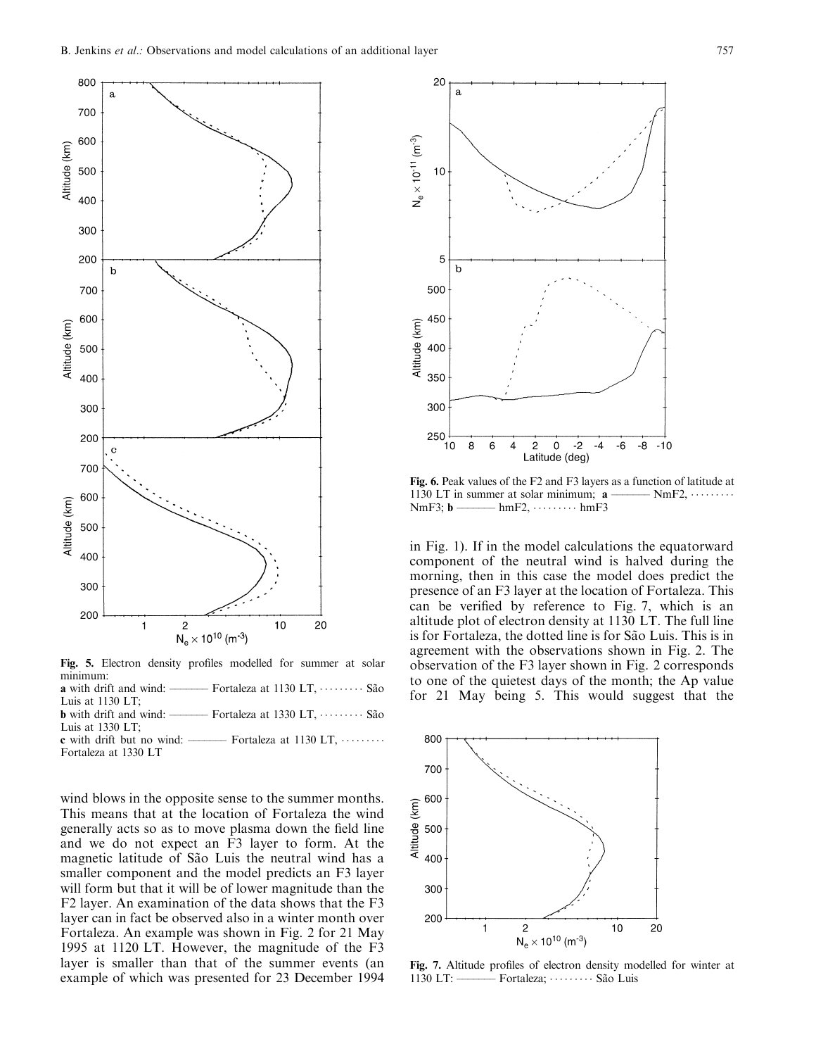**Fig. 5.** Electron density profiles modelled for summer at solar minimum:
**a** with drift and wind: ——— Fortaleza at 1130 LT, ········· São Luis at 1130 LT;
**b** with drift and wind: ——— Fortaleza at 1330 LT, ········· São Luis at 1330 LT;
**c** with drift but no wind: ——— Fortaleza at 1130 LT, ········· Fortaleza at 1330 LT

wind blows in the opposite sense to the summer months. This means that at the location of Fortaleza the wind generally acts so as to move plasma down the field line and we do not expect an F3 layer to form. At the magnetic latitude of São Luis the neutral wind has a smaller component and the model predicts an F3 layer will form but that it will be of lower magnitude than the F2 layer. An examination of the data shows that the F3 layer can in fact be observed also in a winter month over Fortaleza. An example was shown in Fig. 2 for 21 May 1995 at 1120 LT. However, the magnitude of the F3 layer is smaller than that of the summer events (an example of which was presented for 23 December 1994 in Fig. 1). If in the model calculations the equatorward component of the neutral wind is halved during the morning, then in this case the model does predict the presence of an F3 layer at the location of Fortaleza. This can be verified by reference to Fig. 7, which is an altitude plot of electron density at 1130 LT. The full line is for Fortaleza, the dotted line is for São Luis. This is in agreement with the observations shown in Fig. 2. The observation of the F3 layer shown in Fig. 2 corresponds to one of the quietest days of the month; the Ap value for 21 May being 5. This would suggest that the

**Fig. 6.** Peak values of the F2 and F3 layers as a function of latitude at 1130 LT in summer at solar minimum; **a** ——— NmF2, ········· NmF3; **b** ——— hmF2, ········· hmF3

**Fig. 7.** Altitude profiles of electron density modelled for winter at 1130 LT: ——— Fortaleza; ········· São Luis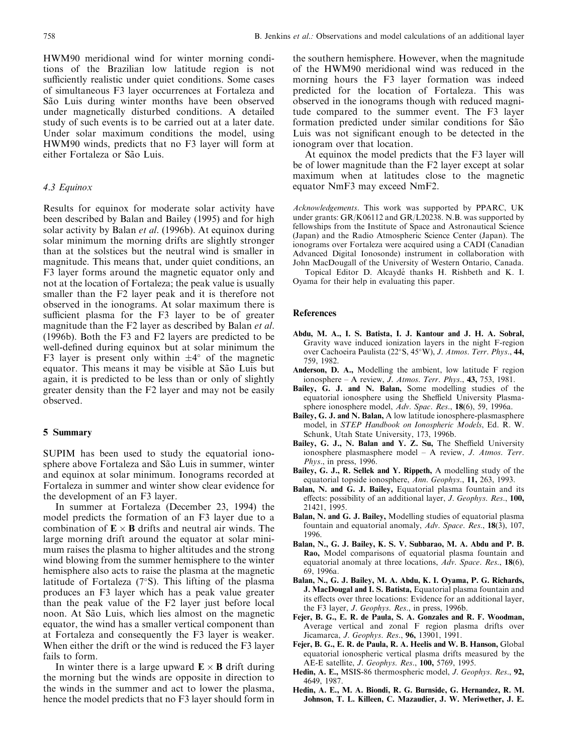HWM90 meridional wind for winter morning conditions of the Brazilian low latitude region is not sufficiently realistic under quiet conditions. Some cases of simultaneous F3 layer occurrences at Fortaleza and São Luis during winter months have been observed under magnetically disturbed conditions. A detailed study of such events is to be carried out at a later date. Under solar maximum conditions the model, using HWM90 winds, predicts that no F3 layer will form at either Fortaleza or São Luis.

### *4.3 Equinox*

Results for equinox for moderate solar activity have been described by Balan and Bailey (1995) and for high solar activity by Balan *et al*. (1996b). At equinox during solar minimum the morning drifts are slightly stronger than at the solstices but the neutral wind is smaller in magnitude. This means that, under quiet conditions, an F3 layer forms around the magnetic equator only and not at the location of Fortaleza; the peak value is usually smaller than the F2 layer peak and it is therefore not observed in the ionograms. At solar maximum there is sufficient plasma for the F3 layer to be of greater magnitude than the F2 layer as described by Balan *et al*. (1996b). Both the F3 and F2 layers are predicted to be well-defined during equinox but at solar minimum the F3 layer is present only within $\pm 4^{\circ}$ of the magnetic equator. This means it may be visible at São Luis but again, it is predicted to be less than or only of slightly greater density than the F2 layer and may not be easily observed.

## 5 Summary

SUPIM has been used to study the equatorial ionosphere above Fortaleza and São Luis in summer, winter and equinox at solar minimum. Ionograms recorded at Fortaleza in summer and winter show clear evidence for the development of an F3 layer.

In summer at Fortaleza (December 23, 1994) the model predicts the formation of an F3 layer due to a combination of $\mathbf{E} \times \mathbf{B}$ drifts and neutral air winds. The large morning drift around the equator at solar minimum raises the plasma to higher altitudes and the strong wind blowing from the summer hemisphere to the winter hemisphere also acts to raise the plasma at the magnetic latitude of Fortaleza ($7^{\circ}$S). This lifting of the plasma produces an F3 layer which has a peak value greater than the peak value of the F2 layer just before local noon. At São Luis, which lies almost on the magnetic equator, the wind has a smaller vertical component than at Fortaleza and consequently the F3 layer is weaker. When either the drift or the wind is reduced the F3 layer fails to form.

In winter there is a large upward $\mathbf{E} \times \mathbf{B}$ drift during the morning but the winds are opposite in direction to the winds in the summer and act to lower the plasma, hence the model predicts that no F3 layer should form in the southern hemisphere. However, when the magnitude of the HWM90 meridional wind was reduced in the morning hours the F3 layer formation was indeed predicted for the location of Fortaleza. This was observed in the ionograms though with reduced magnitude compared to the summer event. The F3 layer formation predicted under similar conditions for São Luis was not significant enough to be detected in the ionogram over that location.

At equinox the model predicts that the F3 layer will be of lower magnitude than the F2 layer except at solar maximum when at latitudes close to the magnetic equator NmF3 may exceed NmF2.

*Acknowledgements*. This work was supported by PPARC, UK under grants: GR/K06112 and GR/L20238. N.B. was supported by fellowships from the Institute of Space and Astronautical Science (Japan) and the Radio Atmospheric Science Center (Japan). The ionograms over Fortaleza were acquired using a CADI (Canadian Advanced Digital Ionosonde) instrument in collaboration with John MacDougall of the University of Western Ontario, Canada.

Topical Editor D. Alcaydé thanks H. Rishbeth and K. I. Oyama for their help in evaluating this paper.

## References

**Abdu, M. A., I. S. Batista, I. J. Kantour and J. H. A. Sobral,** Gravity wave induced ionization layers in the night F-region over Cachoeira Paulista (22°S, 45°W), *J. Atmos. Terr. Phys*., **44,** 759, 1982.

**Anderson, D. A.,** Modelling the ambient, low latitude F region ionosphere – A review, *J. Atmos. Terr. Phys*., **43,** 753, 1981.

**Bailey, G. J. and N. Balan,** Some modelling studies of the equatorial ionosphere using the Sheffield University Plasmasphere ionosphere model, *Adv. Spac. Res*., **18**(6), 59, 1996a.

**Bailey, G. J. and N. Balan,** A low latitude ionosphere-plasmasphere model, in *STEP Handbook on Ionospheric Models*, Ed. R. W. Schunk, Utah State University, 173, 1996b.

**Bailey, G. J., N. Balan and Y. Z. Su,** The Sheffield University ionosphere plasmasphere model – A review, *J. Atmos. Terr. Phys*., in press, 1996.

**Bailey, G. J., R. Sellek and Y. Rippeth,** A modelling study of the equatorial topside ionosphere, *Ann. Geophys*., **11,** 263, 1993.

**Balan, N. and G. J. Bailey,** Equatorial plasma fountain and its effects: possibility of an additional layer, *J. Geophys. Res*., **100,** 21421, 1995.

**Balan, N. and G. J. Bailey,** Modelling studies of equatorial plasma fountain and equatorial anomaly, *Adv. Space. Res*., **18**(3), 107, 1996.

**Balan, N., G. J. Bailey, K. S. V. Subbarao, M. A. Abdu and P. B. Rao,** Model comparisons of equatorial plasma fountain and equatorial anomaly at three locations, *Adv. Space. Res*., **18**(6), 69, 1996a.

**Balan, N., G. J. Bailey, M. A. Abdu, K. I. Oyama, P. G. Richards, J. MacDougal and I. S. Batista,** Equatorial plasma fountain and its effects over three locations: Evidence for an additional layer, the F3 layer, *J. Geophys. Res*., in press, 1996b.

**Fejer, B. G., E. R. de Paula, S. A. Gonzales and R. F. Woodman,** Average vertical and zonal F region plasma drifts over Jicamarca, *J. Geophys. Res*., **96,** 13901, 1991.

**Fejer, B. G., E. R. de Paula, R. A. Heelis and W. B. Hanson,** Global equatorial ionospheric vertical plasma drifts measured by the AE-E satellite, *J. Geophys. Res*., **100,** 5769, 1995.

**Hedin, A. E.,** MSIS-86 thermospheric model, *J. Geophys. Res*., **92,** 4649, 1987.

**Hedin, A. E., M. A. Biondi, R. G. Burnside, G. Hernandez, R. M. Johnson, T. L. Killeen, C. Mazaudier, J. W. Meriwether, J. E.**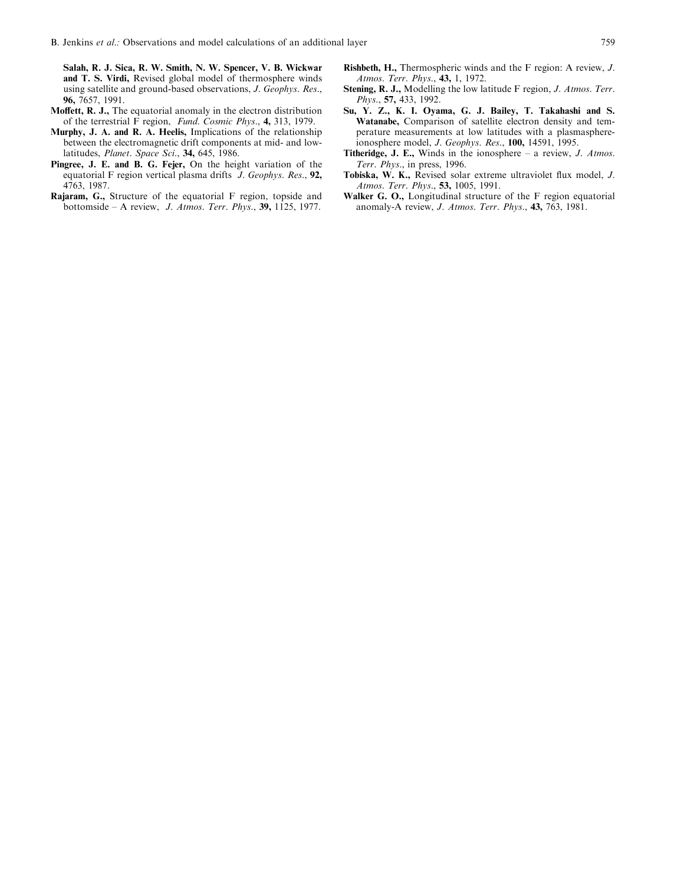**Salah, R. J. Sica, R. W. Smith, N. W. Spencer, V. B. Wickwar and T. S. Virdi,** Revised global model of thermosphere winds using satellite and ground-based observations, *J. Geophys. Res.*, **96,** 7657, 1991.

**Moffett, R. J.,** The equatorial anomaly in the electron distribution of the terrestrial F region, *Fund. Cosmic Phys.*, **4,** 313, 1979.

**Murphy, J. A. and R. A. Heelis,** Implications of the relationship between the electromagnetic drift components at mid- and low-latitudes, *Planet. Space Sci.*, **34,** 645, 1986.

**Pingree, J. E. and B. G. Fejer,** On the height variation of the equatorial F region vertical plasma drifts *J. Geophys. Res.*, **92,** 4763, 1987.

**Rajaram, G.,** Structure of the equatorial F region, topside and bottomside – A review, *J. Atmos. Terr. Phys.*, **39,** 1125, 1977.

**Rishbeth, H.,** Thermospheric winds and the F region: A review, *J. Atmos. Terr. Phys.*, **43,** 1, 1972.

**Stening, R. J.,** Modelling the low latitude F region, *J. Atmos. Terr. Phys.*, **57,** 433, 1992.

**Su, Y. Z., K. I. Oyama, G. J. Bailey, T. Takahashi and S. Watanabe,** Comparison of satellite electron density and temperature measurements at low latitudes with a plasmasphere-ionosphere model, *J. Geophys. Res.*, **100,** 14591, 1995.

**Titheridge, J. E.,** Winds in the ionosphere – a review, *J. Atmos. Terr. Phys.*, in press, 1996.

**Tobiska, W. K.,** Revised solar extreme ultraviolet flux model, *J. Atmos. Terr. Phys.*, **53,** 1005, 1991.

**Walker G. O.,** Longitudinal structure of the F region equatorial anomaly-A review, *J. Atmos. Terr. Phys.*, **43,** 763, 1981.